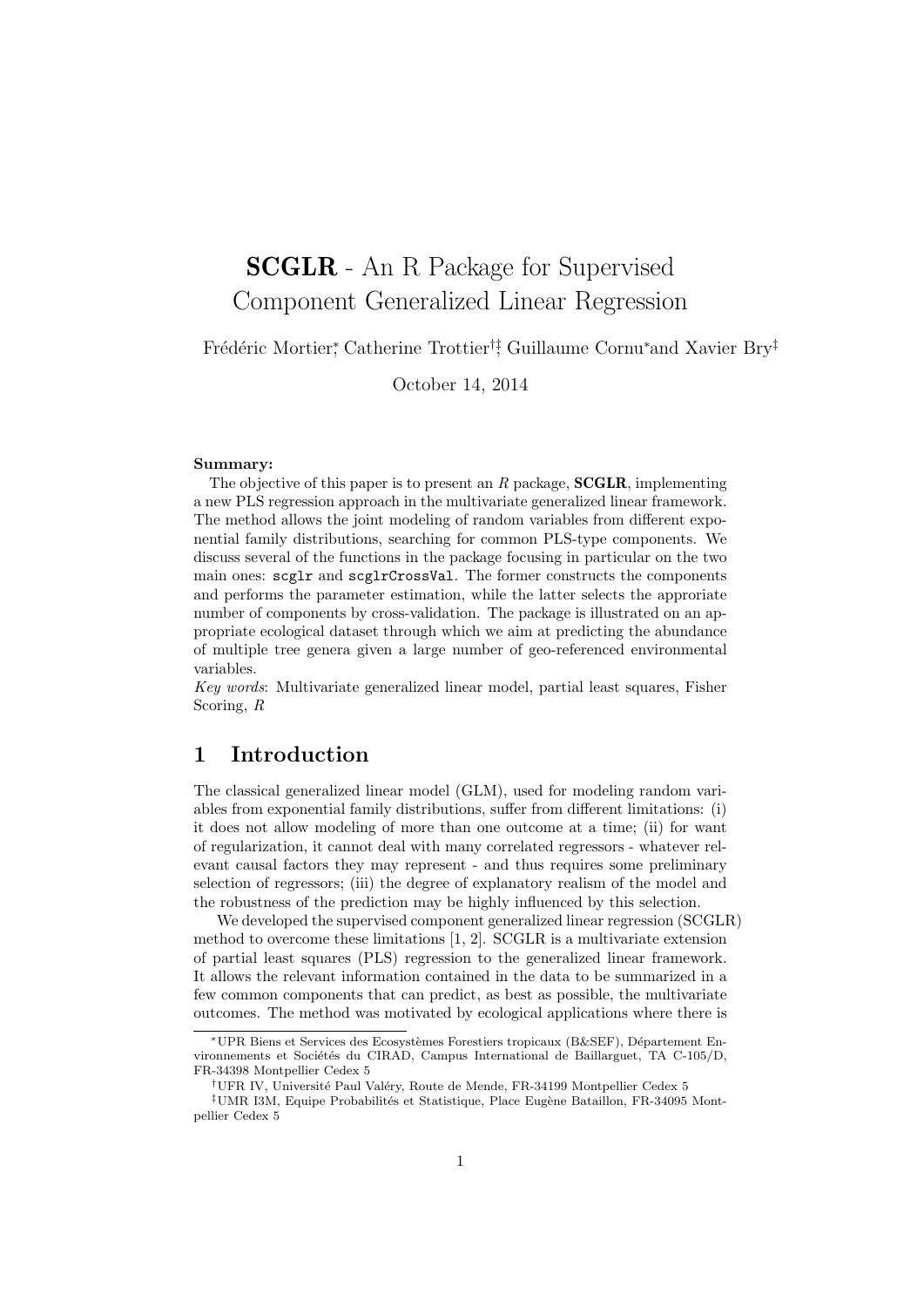# **SCGLR** - An R Package for Supervised Component Generalized Linear Regression

Frédéric Mortier[*], Catherine Trottier[†‡], Guillaume Cornu[*] and Xavier Bry[‡]

October 14, 2014

**Summary:**

The objective of this paper is to present an *R* package, **SCGLR**, implementing a new PLS regression approach in the multivariate generalized linear framework. The method allows the joint modeling of random variables from different exponential family distributions, searching for common PLS-type components. We discuss several of the functions in the package focusing in particular on the two main ones: `scglr` and `scglrCrossVal`. The former constructs the components and performs the parameter estimation, while the latter selects the approriate number of components by cross-validation. The package is illustrated on an appropriate ecological dataset through which we aim at predicting the abundance of multiple tree genera given a large number of geo-referenced environmental variables.

*Key words*: Multivariate generalized linear model, partial least squares, Fisher Scoring, *R*

## 1 Introduction

The classical generalized linear model (GLM), used for modeling random variables from exponential family distributions, suffer from different limitations: (i) it does not allow modeling of more than one outcome at a time; (ii) for want of regularization, it cannot deal with many correlated regressors - whatever relevant causal factors they may represent - and thus requires some preliminary selection of regressors; (iii) the degree of explanatory realism of the model and the robustness of the prediction may be highly influenced by this selection.

We developed the supervised component generalized linear regression (SCGLR) method to overcome these limitations [1, 2]. SCGLR is a multivariate extension of partial least squares (PLS) regression to the generalized linear framework. It allows the relevant information contained in the data to be summarized in a few common components that can predict, as best as possible, the multivariate outcomes. The method was motivated by ecological applications where there is

---

[*]UPR Biens et Services des Ecosystèmes Forestiers tropicaux (B&SEF), Département Environnements et Sociétés du CIRAD, Campus International de Baillarguet, TA C-105/D, FR-34398 Montpellier Cedex 5

[†]UFR IV, Université Paul Valéry, Route de Mende, FR-34199 Montpellier Cedex 5

[‡]UMR I3M, Equipe Probabilités et Statistique, Place Eugène Bataillon, FR-34095 Montpellier Cedex 5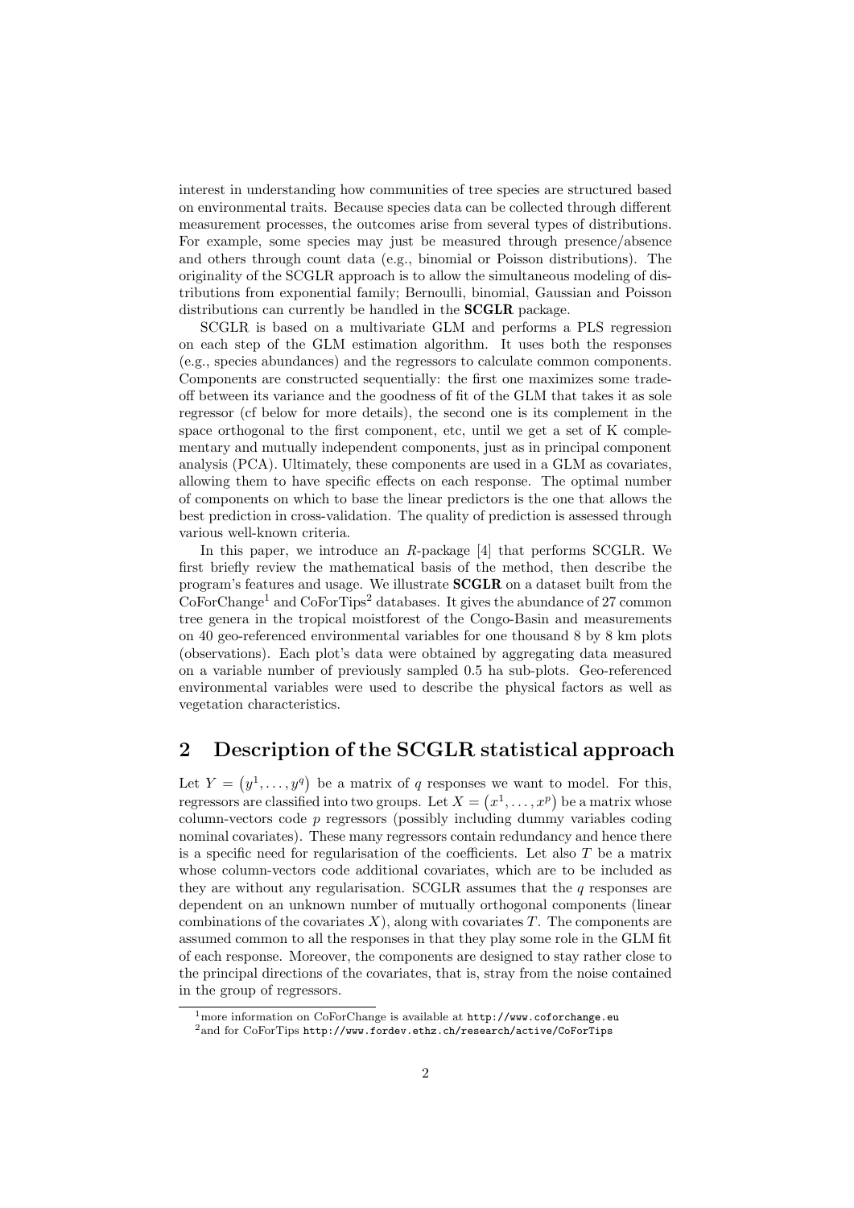interest in understanding how communities of tree species are structured based on environmental traits. Because species data can be collected through different measurement processes, the outcomes arise from several types of distributions. For example, some species may just be measured through presence/absence and others through count data (e.g., binomial or Poisson distributions). The originality of the SCGLR approach is to allow the simultaneous modeling of distributions from exponential family; Bernoulli, binomial, Gaussian and Poisson distributions can currently be handled in the **SCGLR** package.

SCGLR is based on a multivariate GLM and performs a PLS regression on each step of the GLM estimation algorithm. It uses both the responses (e.g., species abundances) and the regressors to calculate common components. Components are constructed sequentially: the first one maximizes some trade-off between its variance and the goodness of fit of the GLM that takes it as sole regressor (cf below for more details), the second one is its complement in the space orthogonal to the first component, etc, until we get a set of K complementary and mutually independent components, just as in principal component analysis (PCA). Ultimately, these components are used in a GLM as covariates, allowing them to have specific effects on each response. The optimal number of components on which to base the linear predictors is the one that allows the best prediction in cross-validation. The quality of prediction is assessed through various well-known criteria.

In this paper, we introduce an *R*-package [4] that performs SCGLR. We first briefly review the mathematical basis of the method, then describe the program's features and usage. We illustrate **SCGLR** on a dataset built from the CoForChange[1] and CoForTips[2] databases. It gives the abundance of 27 common tree genera in the tropical moistforest of the Congo-Basin and measurements on 40 geo-referenced environmental variables for one thousand 8 by 8 km plots (observations). Each plot's data were obtained by aggregating data measured on a variable number of previously sampled 0.5 ha sub-plots. Geo-referenced environmental variables were used to describe the physical factors as well as vegetation characteristics.

## 2 Description of the SCGLR statistical approach

Let $Y = (y^1, \ldots, y^q)$ be a matrix of $q$ responses we want to model. For this, regressors are classified into two groups. Let $X = (x^1, \ldots, x^p)$ be a matrix whose column-vectors code $p$ regressors (possibly including dummy variables coding nominal covariates). These many regressors contain redundancy and hence there is a specific need for regularisation of the coefficients. Let also $T$ be a matrix whose column-vectors code additional covariates, which are to be included as they are without any regularisation. SCGLR assumes that the $q$ responses are dependent on an unknown number of mutually orthogonal components (linear combinations of the covariates $X$), along with covariates $T$. The components are assumed common to all the responses in that they play some role in the GLM fit of each response. Moreover, the components are designed to stay rather close to the principal directions of the covariates, that is, stray from the noise contained in the group of regressors.

[1] more information on CoForChange is available at http://www.coforchange.eu

[2] and for CoForTips http://www.fordev.ethz.ch/research/active/CoForTips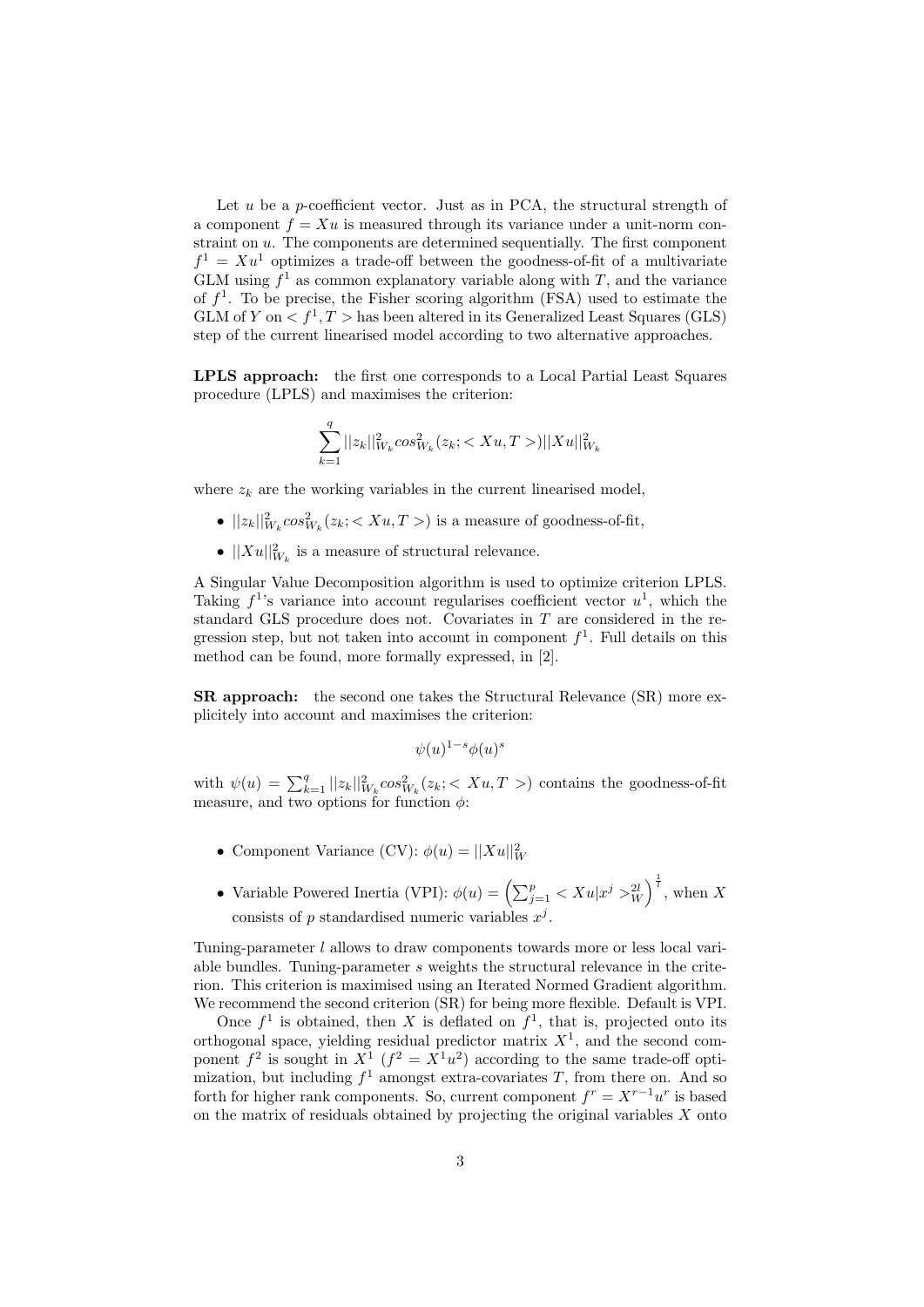Let $u$ be a $p$-coefficient vector. Just as in PCA, the structural strength of a component $f = Xu$ is measured through its variance under a unit-norm constraint on $u$. The components are determined sequentially. The first component $f^1 = Xu^1$ optimizes a trade-off between the goodness-of-fit of a multivariate GLM using $f^1$ as common explanatory variable along with $T$, and the variance of $f^1$. To be precise, the Fisher scoring algorithm (FSA) used to estimate the GLM of $Y$ on $< f^1, T >$ has been altered in its Generalized Least Squares (GLS) step of the current linearised model according to two alternative approaches.

**LPLS approach:** the first one corresponds to a Local Partial Least Squares procedure (LPLS) and maximises the criterion:

$$\sum_{k=1}^{q} ||z_k||^2_{W_k} cos^2_{W_k}(z_k; < Xu, T >)||Xu||^2_{W_k}$$

where $z_k$ are the working variables in the current linearised model,

- $||z_k||^2_{W_k} cos^2_{W_k}(z_k; < Xu, T >)$ is a measure of goodness-of-fit,
- $||Xu||^2_{W_k}$ is a measure of structural relevance.

A Singular Value Decomposition algorithm is used to optimize criterion LPLS. Taking $f^1$'s variance into account regularises coefficient vector $u^1$, which the standard GLS procedure does not. Covariates in $T$ are considered in the regression step, but not taken into account in component $f^1$. Full details on this method can be found, more formally expressed, in [2].

**SR approach:** the second one takes the Structural Relevance (SR) more explicitely into account and maximises the criterion:

$$\psi(u)^{1-s}\phi(u)^s$$

with $\psi(u) = \sum_{k=1}^{q} ||z_k||^2_{W_k} cos^2_{W_k}(z_k; < Xu, T >)$ contains the goodness-of-fit measure, and two options for function $\phi$:

- Component Variance (CV): $\phi(u) = ||Xu||^2_W$
- Variable Powered Inertia (VPI): $\phi(u) = \left(\sum_{j=1}^{p} < Xu|x^j >^{2l}_W\right)^{\frac{1}{l}}$, when $X$ consists of $p$ standardised numeric variables $x^j$.

Tuning-parameter $l$ allows to draw components towards more or less local variable bundles. Tuning-parameter $s$ weights the structural relevance in the criterion. This criterion is maximised using an Iterated Normed Gradient algorithm. We recommend the second criterion (SR) for being more flexible. Default is VPI.

Once $f^1$ is obtained, then $X$ is deflated on $f^1$, that is, projected onto its orthogonal space, yielding residual predictor matrix $X^1$, and the second component $f^2$ is sought in $X^1$ ($f^2 = X^1u^2$) according to the same trade-off optimization, but including $f^1$ amongst extra-covariates $T$, from there on. And so forth for higher rank components. So, current component $f^r = X^{r-1}u^r$ is based on the matrix of residuals obtained by projecting the original variables $X$ onto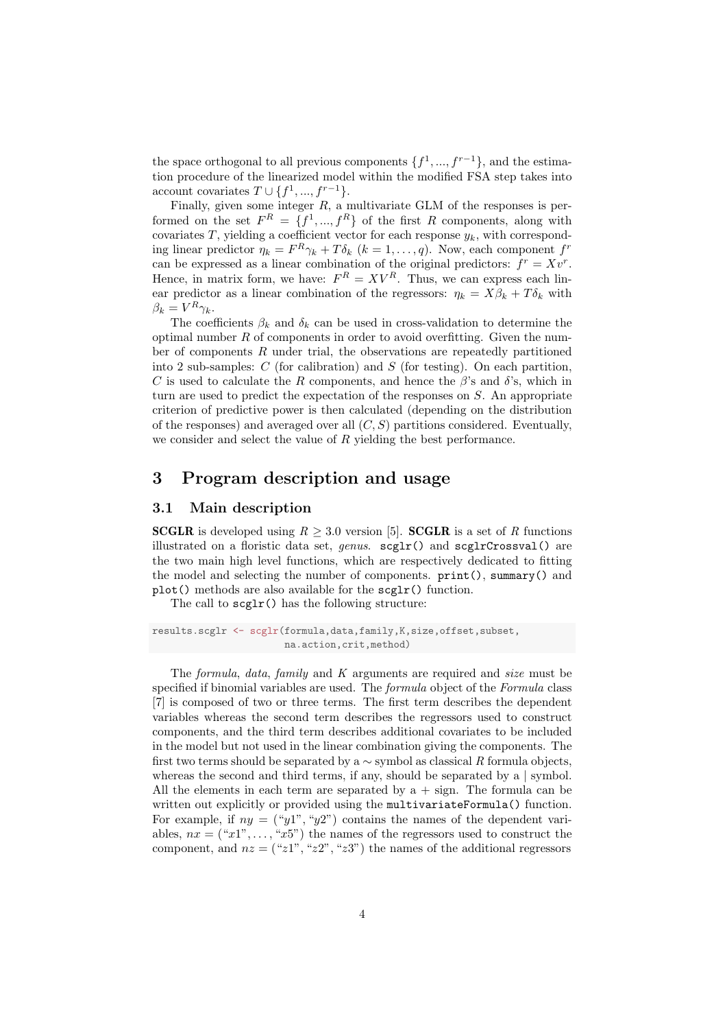the space orthogonal to all previous components $\{f^1, ..., f^{r-1}\}$, and the estimation procedure of the linearized model within the modified FSA step takes into account covariates $T \cup \{f^1, ..., f^{r-1}\}$.

Finally, given some integer $R$, a multivariate GLM of the responses is performed on the set $F^R = \{f^1, ..., f^R\}$ of the first $R$ components, along with covariates $T$, yielding a coefficient vector for each response $y_k$, with corresponding linear predictor $\eta_k = F^R \gamma_k + T\delta_k$ $(k = 1, \ldots, q)$. Now, each component $f^r$ can be expressed as a linear combination of the original predictors: $f^r = Xv^r$. Hence, in matrix form, we have: $F^R = XV^R$. Thus, we can express each linear predictor as a linear combination of the regressors: $\eta_k = X\beta_k + T\delta_k$ with $\beta_k = V^R \gamma_k$.

The coefficients $\beta_k$ and $\delta_k$ can be used in cross-validation to determine the optimal number $R$ of components in order to avoid overfitting. Given the number of components $R$ under trial, the observations are repeatedly partitioned into 2 sub-samples: $C$ (for calibration) and $S$ (for testing). On each partition, $C$ is used to calculate the $R$ components, and hence the $\beta$'s and $\delta$'s, which in turn are used to predict the expectation of the responses on $S$. An appropriate criterion of predictive power is then calculated (depending on the distribution of the responses) and averaged over all $(C, S)$ partitions considered. Eventually, we consider and select the value of $R$ yielding the best performance.

# 3 Program description and usage

## 3.1 Main description

**SCGLR** is developed using $R \geq 3.0$ version [5]. **SCGLR** is a set of $R$ functions illustrated on a floristic data set, *genus*. `scglr()` and `scglrCrossval()` are the two main high level functions, which are respectively dedicated to fitting the model and selecting the number of components. `print()`, `summary()` and `plot()` methods are also available for the `scglr()` function.

The call to `scglr()` has the following structure:

```
results.scglr <- scglr(formula,data,family,K,size,offset,subset,
                        na.action,crit,method)
```

The *formula*, *data*, *family* and $K$ arguments are required and *size* must be specified if binomial variables are used. The *formula* object of the *Formula* class [7] is composed of two or three terms. The first term describes the dependent variables whereas the second term describes the regressors used to construct components, and the third term describes additional covariates to be included in the model but not used in the linear combination giving the components. The first two terms should be separated by a $\sim$ symbol as classical $R$ formula objects, whereas the second and third terms, if any, should be separated by a | symbol. All the elements in each term are separated by a + sign. The formula can be written out explicitly or provided using the `multivariateFormula()` function. For example, if $ny$ = ("$y1$", "$y2$") contains the names of the dependent variables, $nx$ = ("$x1$", ..., "$x5$") the names of the regressors used to construct the component, and $nz$ = ("$z1$", "$z2$", "$z3$") the names of the additional regressors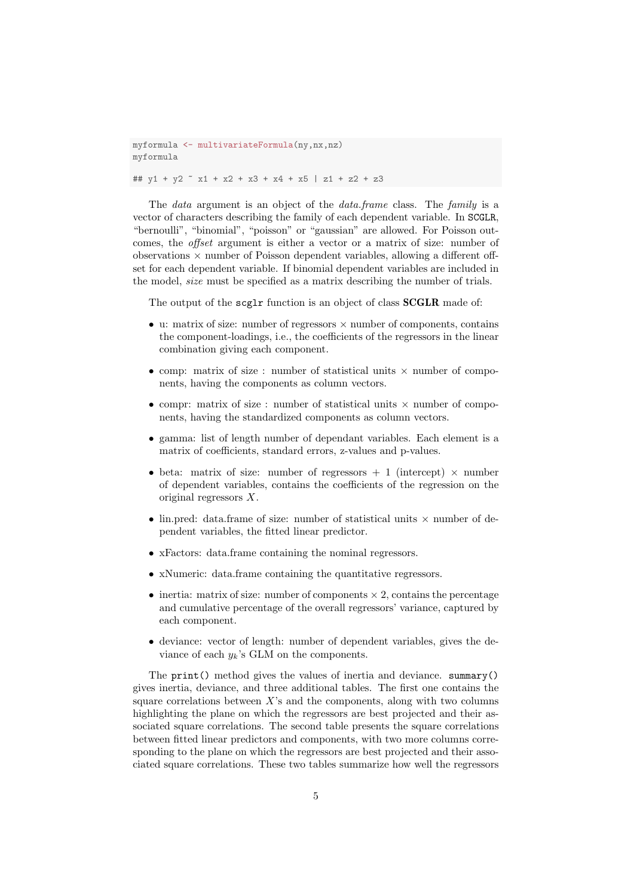```
myformula <- multivariateFormula(ny,nx,nz)
myformula

## y1 + y2 ~ x1 + x2 + x3 + x4 + x5 | z1 + z2 + z3
```

The *data* argument is an object of the *data.frame* class. The *family* is a vector of characters describing the family of each dependent variable. In `SCGLR`, "bernoulli", "binomial", "poisson" or "gaussian" are allowed. For Poisson outcomes, the *offset* argument is either a vector or a matrix of size: number of observations $\times$ number of Poisson dependent variables, allowing a different offset for each dependent variable. If binomial dependent variables are included in the model, *size* must be specified as a matrix describing the number of trials.

The output of the `scglr` function is an object of class **SCGLR** made of:

- u: matrix of size: number of regressors $\times$ number of components, contains the component-loadings, i.e., the coefficients of the regressors in the linear combination giving each component.
- comp: matrix of size : number of statistical units $\times$ number of components, having the components as column vectors.
- compr: matrix of size : number of statistical units $\times$ number of components, having the standardized components as column vectors.
- gamma: list of length number of dependant variables. Each element is a matrix of coefficients, standard errors, z-values and p-values.
- beta: matrix of size: number of regressors + 1 (intercept) $\times$ number of dependent variables, contains the coefficients of the regression on the original regressors $X$.
- lin.pred: data.frame of size: number of statistical units $\times$ number of dependent variables, the fitted linear predictor.
- xFactors: data.frame containing the nominal regressors.
- xNumeric: data.frame containing the quantitative regressors.
- inertia: matrix of size: number of components $\times$ 2, contains the percentage and cumulative percentage of the overall regressors' variance, captured by each component.
- deviance: vector of length: number of dependent variables, gives the deviance of each $y_k$'s GLM on the components.

The `print()` method gives the values of inertia and deviance. `summary()` gives inertia, deviance, and three additional tables. The first one contains the square correlations between $X$'s and the components, along with two columns highlighting the plane on which the regressors are best projected and their associated square correlations. The second table presents the square correlations between fitted linear predictors and components, with two more columns corresponding to the plane on which the regressors are best projected and their associated square correlations. These two tables summarize how well the regressors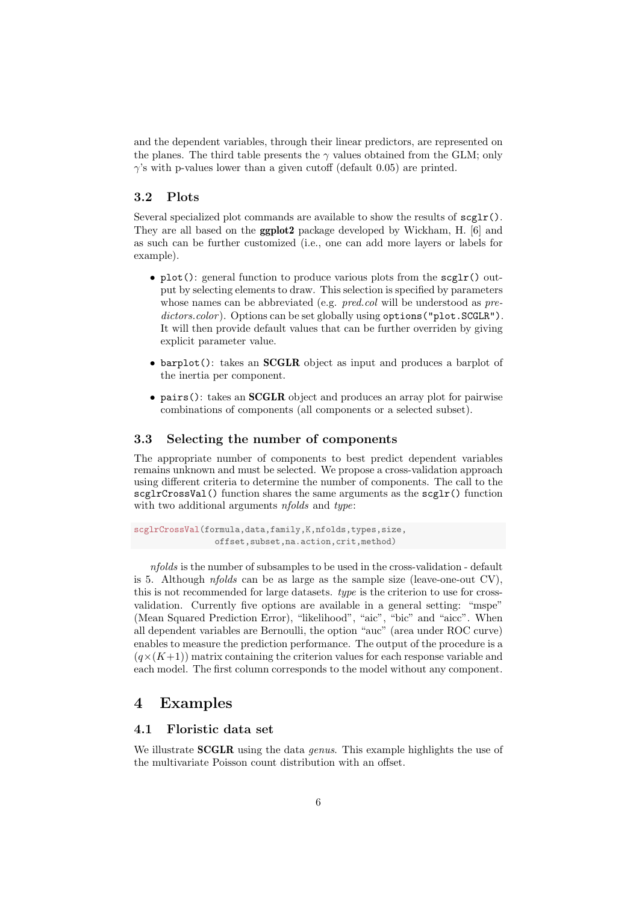and the dependent variables, through their linear predictors, are represented on the planes. The third table presents the $\gamma$ values obtained from the GLM; only $\gamma$'s with p-values lower than a given cutoff (default 0.05) are printed.

### 3.2 Plots

Several specialized plot commands are available to show the results of `scglr()`. They are all based on the **ggplot2** package developed by Wickham, H. [6] and as such can be further customized (i.e., one can add more layers or labels for example).

- `plot()`: general function to produce various plots from the `scglr()` output by selecting elements to draw. This selection is specified by parameters whose names can be abbreviated (e.g. *pred.col* will be understood as *predictors.color*). Options can be set globally using `options("plot.SCGLR")`. It will then provide default values that can be further overriden by giving explicit parameter value.
- `barplot()`: takes an **SCGLR** object as input and produces a barplot of the inertia per component.
- `pairs()`: takes an **SCGLR** object and produces an array plot for pairwise combinations of components (all components or a selected subset).

### 3.3 Selecting the number of components

The appropriate number of components to best predict dependent variables remains unknown and must be selected. We propose a cross-validation approach using different criteria to determine the number of components. The call to the `scglrCrossVal()` function shares the same arguments as the `scglr()` function with two additional arguments *nfolds* and *type*:

```
scglrCrossVal(formula,data,family,K,nfolds,types,size,
              offset,subset,na.action,crit,method)
```

*nfolds* is the number of subsamples to be used in the cross-validation - default is 5. Although *nfolds* can be as large as the sample size (leave-one-out CV), this is not recommended for large datasets. *type* is the criterion to use for cross-validation. Currently five options are available in a general setting: "mspe" (Mean Squared Prediction Error), "likelihood", "aic", "bic" and "aicc". When all dependent variables are Bernoulli, the option "auc" (area under ROC curve) enables to measure the prediction performance. The output of the procedure is a $(q \times (K+1))$ matrix containing the criterion values for each response variable and each model. The first column corresponds to the model without any component.

## 4 Examples

### 4.1 Floristic data set

We illustrate **SCGLR** using the data *genus*. This example highlights the use of the multivariate Poisson count distribution with an offset.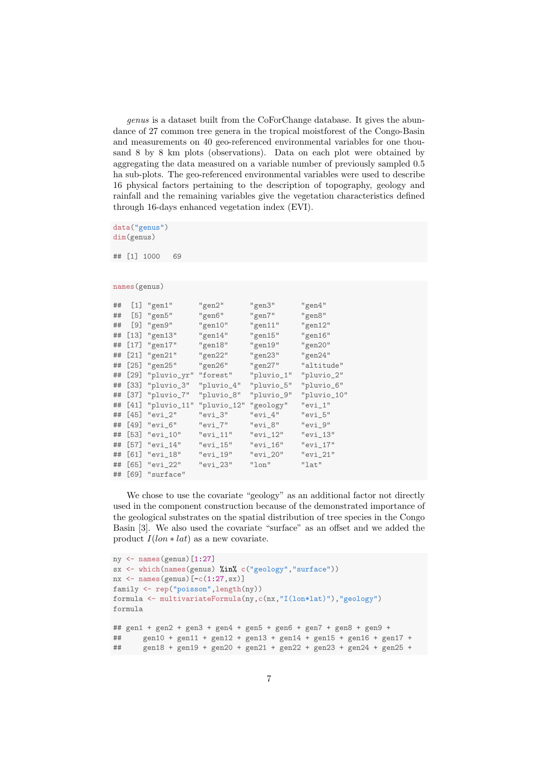*genus* is a dataset built from the CoForChange database. It gives the abundance of 27 common tree genera in the tropical moistforest of the Congo-Basin and measurements on 40 geo-referenced environmental variables for one thousand 8 by 8 km plots (observations). Data on each plot were obtained by aggregating the data measured on a variable number of previously sampled 0.5 ha sub-plots. The geo-referenced environmental variables were used to describe 16 physical factors pertaining to the description of topography, geology and rainfall and the remaining variables give the vegetation characteristics defined through 16-days enhanced vegetation index (EVI).

```
data("genus")
dim(genus)

## [1] 1000   69
```

```
names(genus)

##  [1] "gen1"      "gen2"      "gen3"      "gen4"
##  [5] "gen5"      "gen6"      "gen7"      "gen8"
##  [9] "gen9"      "gen10"     "gen11"     "gen12"
## [13] "gen13"     "gen14"     "gen15"     "gen16"
## [17] "gen17"     "gen18"     "gen19"     "gen20"
## [21] "gen21"     "gen22"     "gen23"     "gen24"
## [25] "gen25"     "gen26"     "gen27"     "altitude"
## [29] "pluvio_yr" "forest"    "pluvio_1"  "pluvio_2"
## [33] "pluvio_3"  "pluvio_4"  "pluvio_5"  "pluvio_6"
## [37] "pluvio_7"  "pluvio_8"  "pluvio_9"  "pluvio_10"
## [41] "pluvio_11" "pluvio_12" "geology"   "evi_1"
## [45] "evi_2"     "evi_3"     "evi_4"     "evi_5"
## [49] "evi_6"     "evi_7"     "evi_8"     "evi_9"
## [53] "evi_10"    "evi_11"    "evi_12"    "evi_13"
## [57] "evi_14"    "evi_15"    "evi_16"    "evi_17"
## [61] "evi_18"    "evi_19"    "evi_20"    "evi_21"
## [65] "evi_22"    "evi_23"    "lon"       "lat"
## [69] "surface"
```

We chose to use the covariate "geology" as an additional factor not directly used in the component construction because of the demonstrated importance of the geological substrates on the spatial distribution of tree species in the Congo Basin [3]. We also used the covariate "surface" as an offset and we added the product $I(lon * lat)$ as a new covariate.

```
ny <- names(genus)[1:27]
sx <- which(names(genus) %in% c("geology","surface"))
nx <- names(genus)[-c(1:27,sx)]
family <- rep("poisson",length(ny))
formula <- multivariateFormula(ny,c(nx,"I(lon*lat)"),"geology")
formula

## gen1 + gen2 + gen3 + gen4 + gen5 + gen6 + gen7 + gen8 + gen9 +
##     gen10 + gen11 + gen12 + gen13 + gen14 + gen15 + gen16 + gen17 +
##     gen18 + gen19 + gen20 + gen21 + gen22 + gen23 + gen24 + gen25 +
```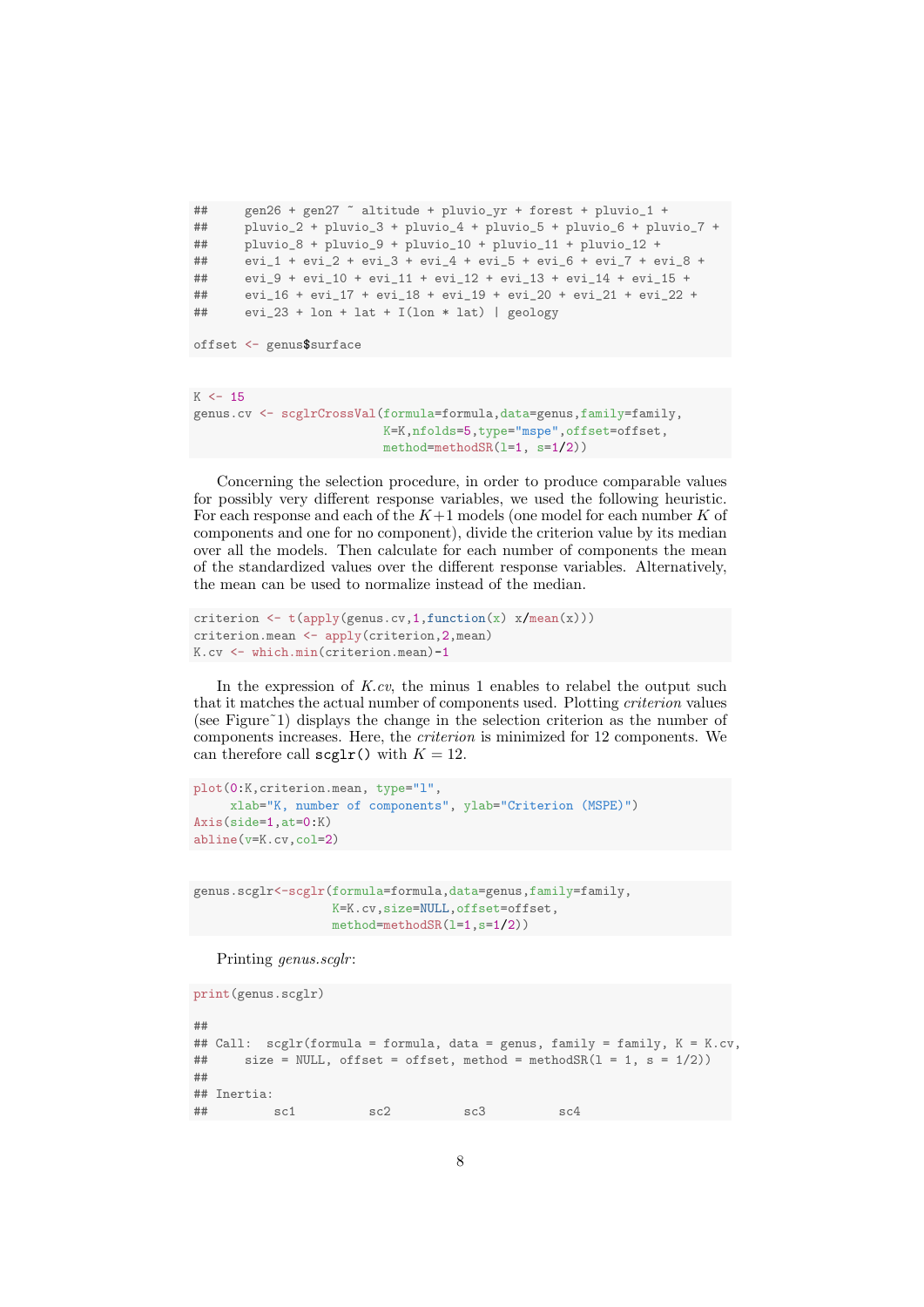```
##     gen26 + gen27 ~ altitude + pluvio_yr + forest + pluvio_1 +
##     pluvio_2 + pluvio_3 + pluvio_4 + pluvio_5 + pluvio_6 + pluvio_7 +
##     pluvio_8 + pluvio_9 + pluvio_10 + pluvio_11 + pluvio_12 +
##     evi_1 + evi_2 + evi_3 + evi_4 + evi_5 + evi_6 + evi_7 + evi_8 +
##     evi_9 + evi_10 + evi_11 + evi_12 + evi_13 + evi_14 + evi_15 +
##     evi_16 + evi_17 + evi_18 + evi_19 + evi_20 + evi_21 + evi_22 +
##     evi_23 + lon + lat + I(lon * lat) | geology

offset <- genus$surface
```

```
K <- 15
genus.cv <- scglrCrossVal(formula=formula,data=genus,family=family,
                          K=K,nfolds=5,type="mspe",offset=offset,
                          method=methodSR(l=1, s=1/2))
```

Concerning the selection procedure, in order to produce comparable values for possibly very different response variables, we used the following heuristic. For each response and each of the $K+1$ models (one model for each number $K$ of components and one for no component), divide the criterion value by its median over all the models. Then calculate for each number of components the mean of the standardized values over the different response variables. Alternatively, the mean can be used to normalize instead of the median.

```
criterion <- t(apply(genus.cv,1,function(x) x/mean(x)))
criterion.mean <- apply(criterion,2,mean)
K.cv <- which.min(criterion.mean)-1
```

In the expression of *K.cv*, the minus 1 enables to relabel the output such that it matches the actual number of components used. Plotting *criterion* values (see Figure~1) displays the change in the selection criterion as the number of components increases. Here, the *criterion* is minimized for 12 components. We can therefore call `scglr()` with $K = 12$.

```
plot(0:K,criterion.mean, type="l",
     xlab="K, number of components", ylab="Criterion (MSPE)")
Axis(side=1,at=0:K)
abline(v=K.cv,col=2)
```

```
genus.scglr<-scglr(formula=formula,data=genus,family=family,
                   K=K.cv,size=NULL,offset=offset,
                   method=methodSR(l=1,s=1/2))
```

Printing *genus.scglr*:

```
print(genus.scglr)

##
## Call:  scglr(formula = formula, data = genus, family = family, K = K.cv,
##     size = NULL, offset = offset, method = methodSR(l = 1, s = 1/2))
##
## Inertia:
##         sc1          sc2          sc3          sc4
```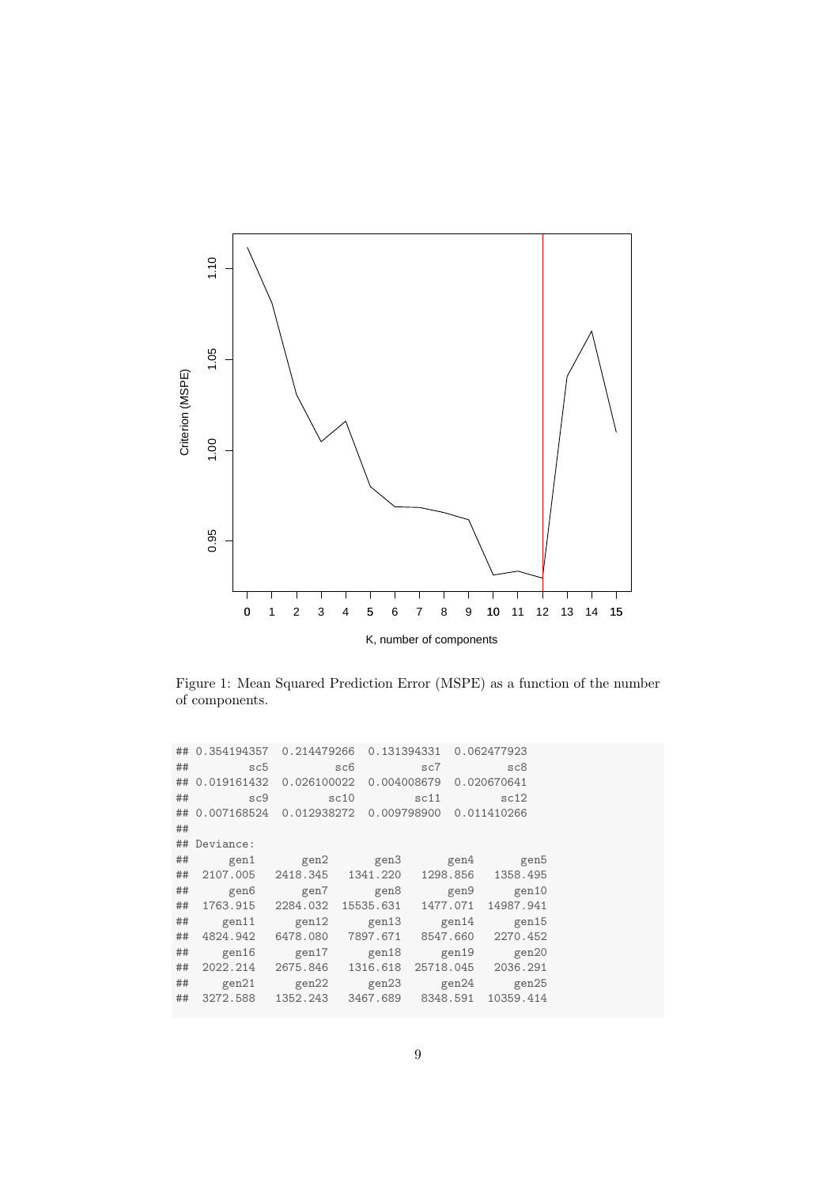Figure 1: Mean Squared Prediction Error (MSPE) as a function of the number of components.

```
## 0.354194357  0.214479266  0.131394331  0.062477923
##         sc5          sc6          sc7          sc8
## 0.019161432  0.026100022  0.004008679  0.020670641
##         sc9         sc10         sc11         sc12
## 0.007168524  0.012938272  0.009798900  0.011410266
##
## Deviance:
##      gen1       gen2       gen3       gen4       gen5
##  2107.005   2418.345   1341.220   1298.856   1358.495
##      gen6       gen7       gen8       gen9      gen10
##  1763.915   2284.032  15535.631   1477.071  14987.941
##     gen11      gen12      gen13      gen14      gen15
##  4824.942   6478.080   7897.671   8547.660   2270.452
##     gen16      gen17      gen18      gen19      gen20
##  2022.214   2675.846   1316.618  25718.045   2036.291
##     gen21      gen22      gen23      gen24      gen25
##  3272.588   1352.243   3467.689   8348.591  10359.414
```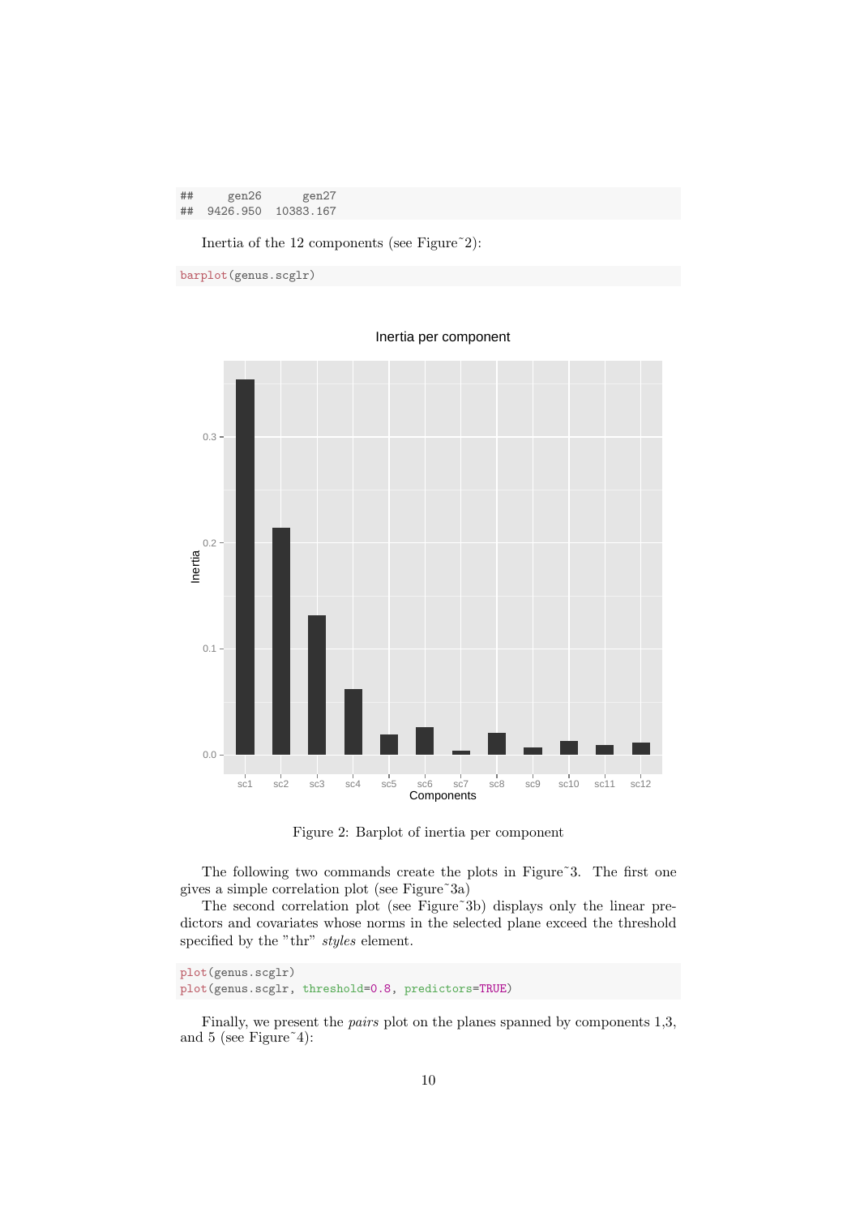```
##     gen26      gen27
##  9426.950  10383.167
```

Inertia of the 12 components (see Figure˜2):

```
barplot(genus.scglr)
```

Figure 2: Barplot of inertia per component

The following two commands create the plots in Figure˜3. The first one gives a simple correlation plot (see Figure˜3a)

The second correlation plot (see Figure˜3b) displays only the linear predictors and covariates whose norms in the selected plane exceed the threshold specified by the "thr" *styles* element.

```
plot(genus.scglr)
plot(genus.scglr, threshold=0.8, predictors=TRUE)
```

Finally, we present the *pairs* plot on the planes spanned by components 1,3, and 5 (see Figure˜4):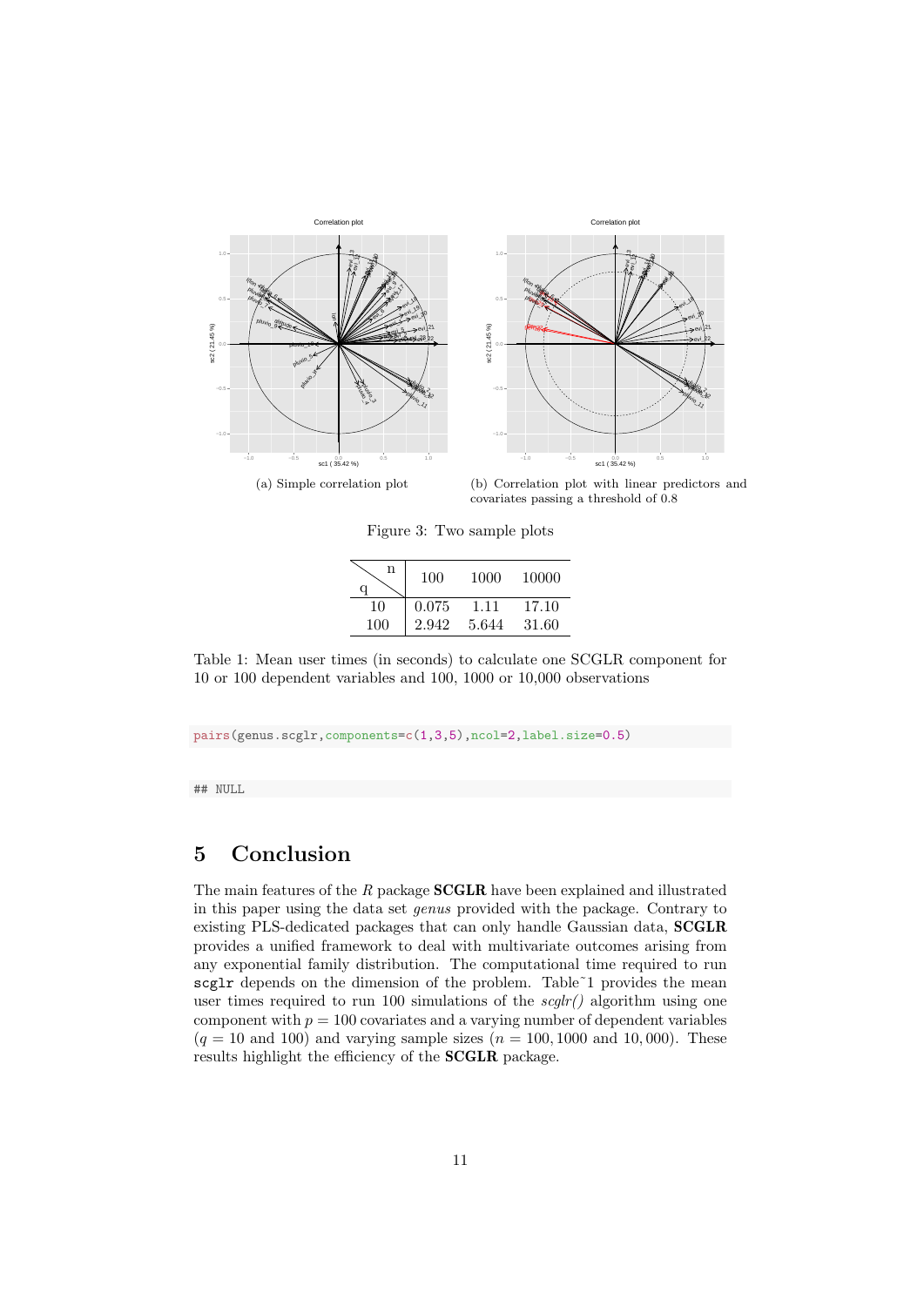(a) Simple correlation plot

(b) Correlation plot with linear predictors and covariates passing a threshold of 0.8

Figure 3: Two sample plots

| q \ n | 100 | 1000 | 10000 |
|---|---|---|---|
| 10 | 0.075 | 1.11 | 17.10 |
| 100 | 2.942 | 5.644 | 31.60 |

Table 1: Mean user times (in seconds) to calculate one SCGLR component for 10 or 100 dependent variables and 100, 1000 or 10,000 observations

```
pairs(genus.scglr,components=c(1,3,5),ncol=2,label.size=0.5)
```

```
## NULL
```

# 5 Conclusion

The main features of the *R* package **SCGLR** have been explained and illustrated in this paper using the data set *genus* provided with the package. Contrary to existing PLS-dedicated packages that can only handle Gaussian data, **SCGLR** provides a unified framework to deal with multivariate outcomes arising from any exponential family distribution. The computational time required to run `scglr` depends on the dimension of the problem. Table˜1 provides the mean user times required to run 100 simulations of the *scglr()* algorithm using one component with $p = 100$ covariates and a varying number of dependent variables ($q = 10$ and 100) and varying sample sizes ($n = 100, 1000$ and $10,000$). These results highlight the efficiency of the **SCGLR** package.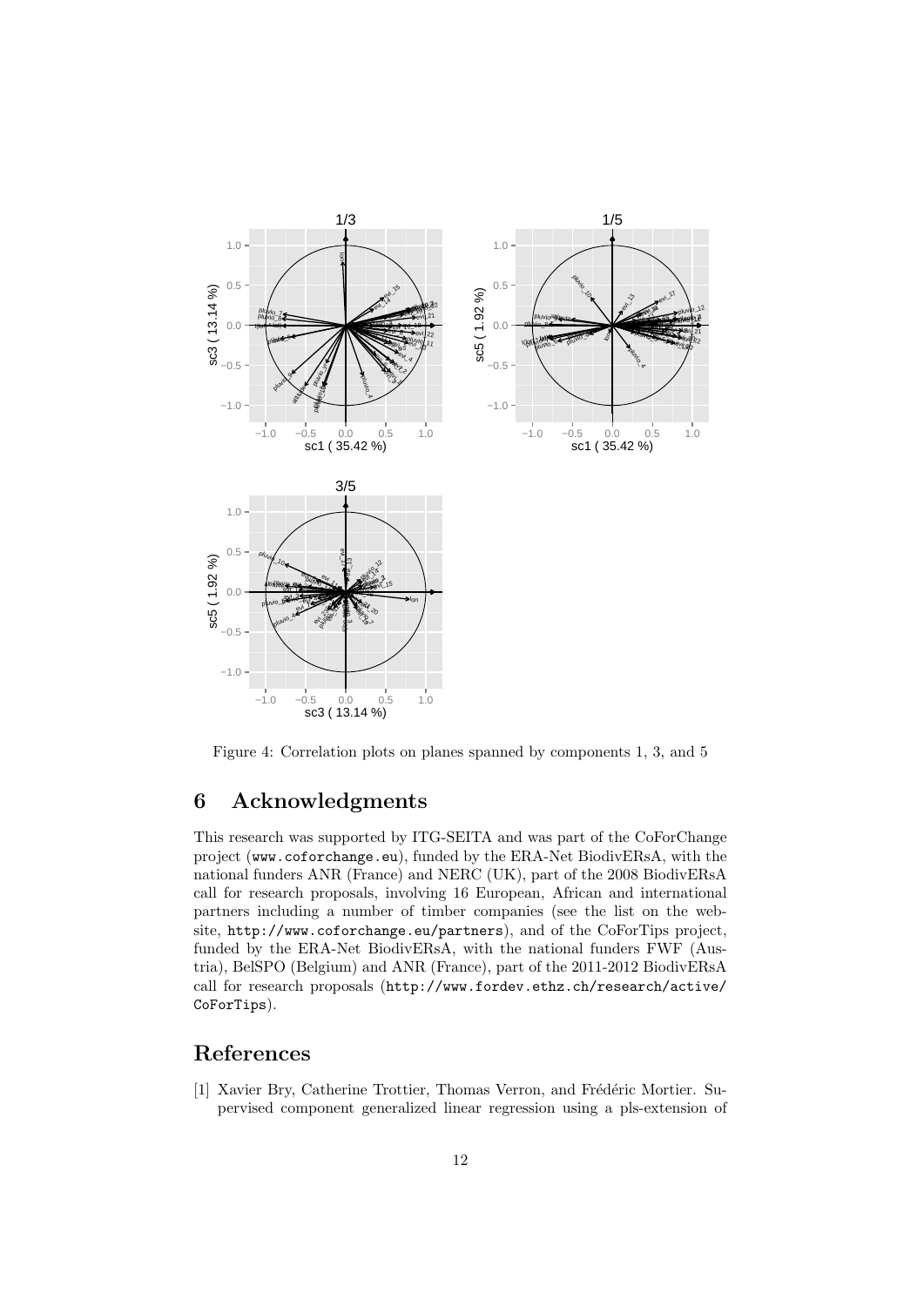Figure 4: Correlation plots on planes spanned by components 1, 3, and 5

# 6 Acknowledgments

This research was supported by ITG-SEITA and was part of the CoForChange project (www.coforchange.eu), funded by the ERA-Net BiodivERsA, with the national funders ANR (France) and NERC (UK), part of the 2008 BiodivERsA call for research proposals, involving 16 European, African and international partners including a number of timber companies (see the list on the website, http://www.coforchange.eu/partners), and of the CoForTips project, funded by the ERA-Net BiodivERsA, with the national funders FWF (Austria), BelSPO (Belgium) and ANR (France), part of the 2011-2012 BiodivERsA call for research proposals (http://www.fordev.ethz.ch/research/active/CoForTips).

# References

[1] Xavier Bry, Catherine Trottier, Thomas Verron, and Frédéric Mortier. Supervised component generalized linear regression using a pls-extension of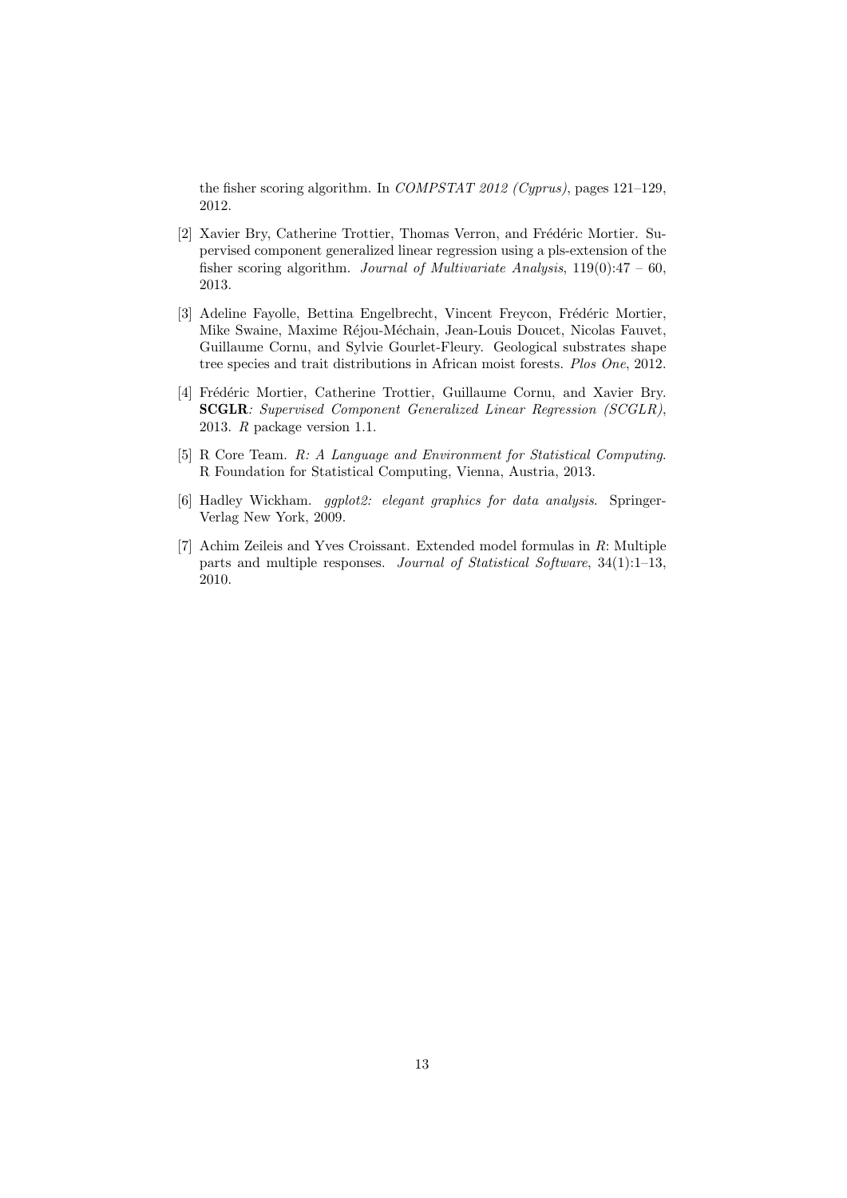the fisher scoring algorithm. In *COMPSTAT 2012 (Cyprus)*, pages 121–129, 2012.

[2] Xavier Bry, Catherine Trottier, Thomas Verron, and Frédéric Mortier. Supervised component generalized linear regression using a pls-extension of the fisher scoring algorithm. *Journal of Multivariate Analysis*, 119(0):47 – 60, 2013.

[3] Adeline Fayolle, Bettina Engelbrecht, Vincent Freycon, Frédéric Mortier, Mike Swaine, Maxime Réjou-Méchain, Jean-Louis Doucet, Nicolas Fauvet, Guillaume Cornu, and Sylvie Gourlet-Fleury. Geological substrates shape tree species and trait distributions in African moist forests. *Plos One*, 2012.

[4] Frédéric Mortier, Catherine Trottier, Guillaume Cornu, and Xavier Bry. **SCGLR***: Supervised Component Generalized Linear Regression (SCGLR)*, 2013. *R* package version 1.1.

[5] R Core Team. *R: A Language and Environment for Statistical Computing*. R Foundation for Statistical Computing, Vienna, Austria, 2013.

[6] Hadley Wickham. *ggplot2: elegant graphics for data analysis*. Springer-Verlag New York, 2009.

[7] Achim Zeileis and Yves Croissant. Extended model formulas in *R*: Multiple parts and multiple responses. *Journal of Statistical Software*, 34(1):1–13, 2010.